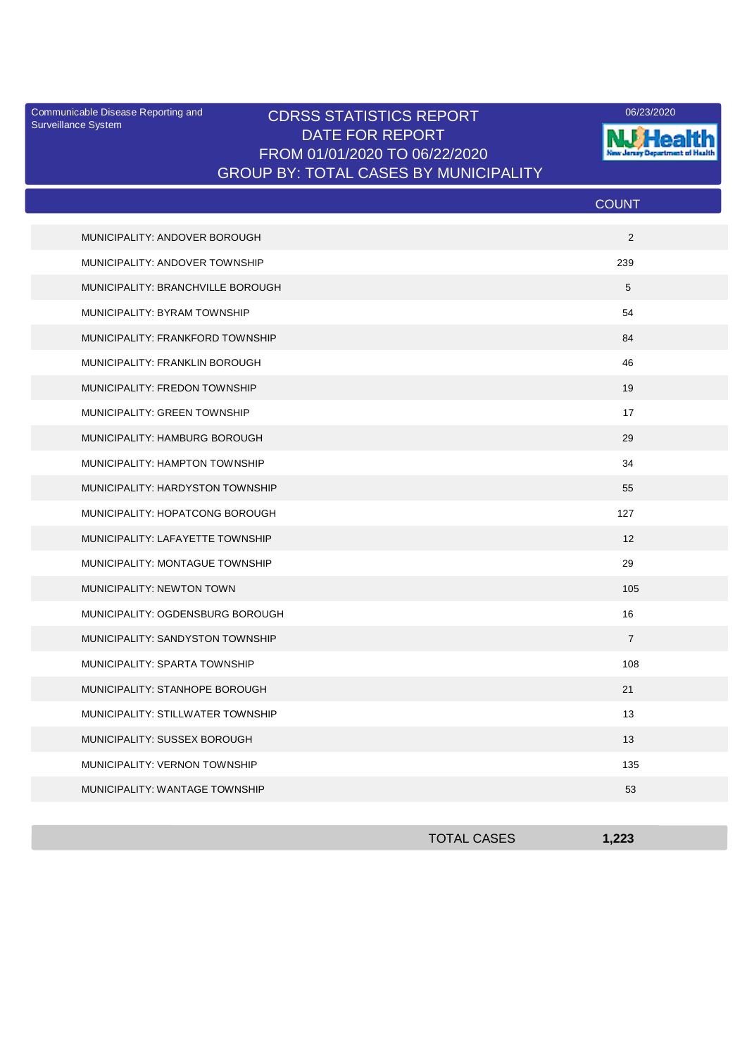Communicable Disease Reporting and Surveillance System

# CDRSS STATISTICS REPORT
## DATE FOR REPORT
## FROM 01/01/2020 TO 06/22/2020
## GROUP BY: TOTAL CASES BY MUNICIPALITY

06/23/2020

| | COUNT |
|---|---|
| MUNICIPALITY: ANDOVER BOROUGH | 2 |
| MUNICIPALITY: ANDOVER TOWNSHIP | 239 |
| MUNICIPALITY: BRANCHVILLE BOROUGH | 5 |
| MUNICIPALITY: BYRAM TOWNSHIP | 54 |
| MUNICIPALITY: FRANKFORD TOWNSHIP | 84 |
| MUNICIPALITY: FRANKLIN BOROUGH | 46 |
| MUNICIPALITY: FREDON TOWNSHIP | 19 |
| MUNICIPALITY: GREEN TOWNSHIP | 17 |
| MUNICIPALITY: HAMBURG BOROUGH | 29 |
| MUNICIPALITY: HAMPTON TOWNSHIP | 34 |
| MUNICIPALITY: HARDYSTON TOWNSHIP | 55 |
| MUNICIPALITY: HOPATCONG BOROUGH | 127 |
| MUNICIPALITY: LAFAYETTE TOWNSHIP | 12 |
| MUNICIPALITY: MONTAGUE TOWNSHIP | 29 |
| MUNICIPALITY: NEWTON TOWN | 105 |
| MUNICIPALITY: OGDENSBURG BOROUGH | 16 |
| MUNICIPALITY: SANDYSTON TOWNSHIP | 7 |
| MUNICIPALITY: SPARTA TOWNSHIP | 108 |
| MUNICIPALITY: STANHOPE BOROUGH | 21 |
| MUNICIPALITY: STILLWATER TOWNSHIP | 13 |
| MUNICIPALITY: SUSSEX BOROUGH | 13 |
| MUNICIPALITY: VERNON TOWNSHIP | 135 |
| MUNICIPALITY: WANTAGE TOWNSHIP | 53 |
| TOTAL CASES | **1,223** |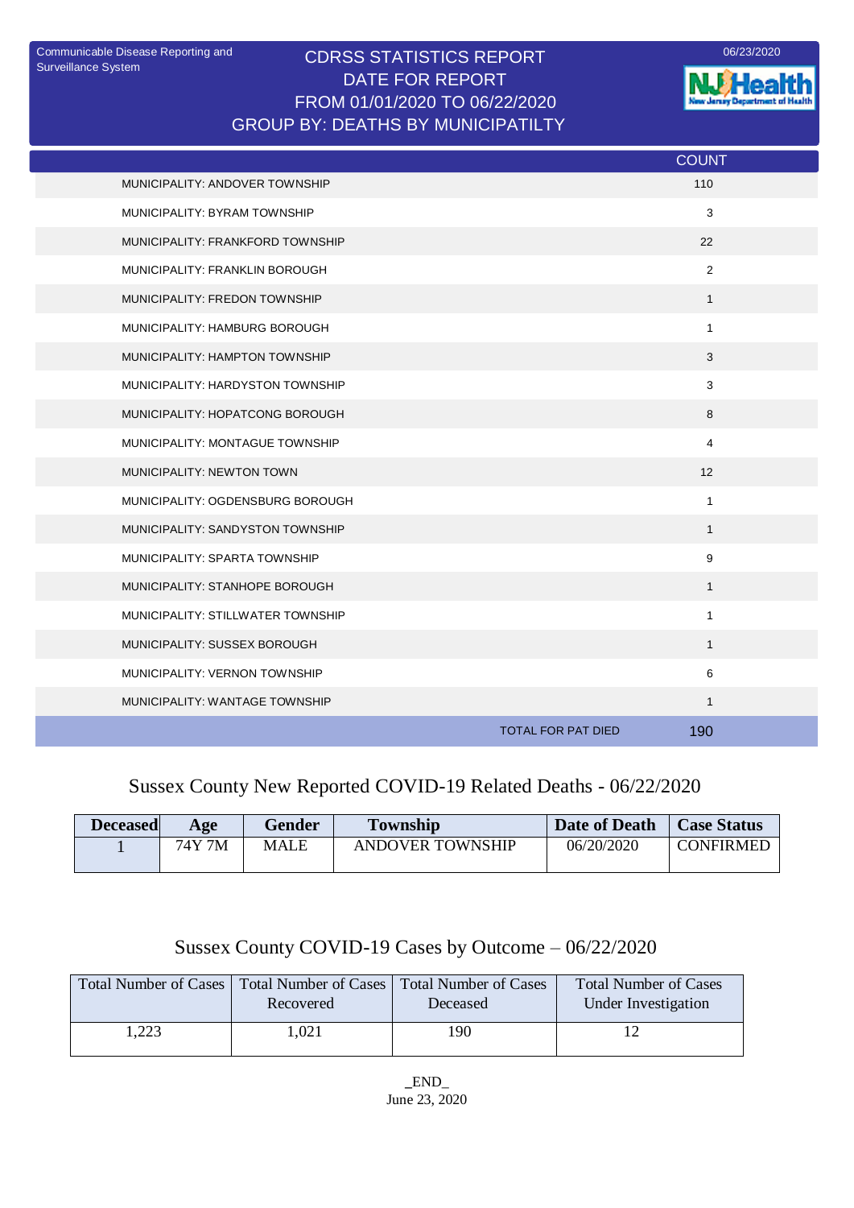Communicable Disease Reporting and Surveillance System

# CDRSS STATISTICS REPORT
## DATE FOR REPORT
## FROM 01/01/2020 TO 06/22/2020
## GROUP BY: DEATHS BY MUNICIPATILTY

06/23/2020

| | COUNT |
|---|---|
| MUNICIPALITY: ANDOVER TOWNSHIP | 110 |
| MUNICIPALITY: BYRAM TOWNSHIP | 3 |
| MUNICIPALITY: FRANKFORD TOWNSHIP | 22 |
| MUNICIPALITY: FRANKLIN BOROUGH | 2 |
| MUNICIPALITY: FREDON TOWNSHIP | 1 |
| MUNICIPALITY: HAMBURG BOROUGH | 1 |
| MUNICIPALITY: HAMPTON TOWNSHIP | 3 |
| MUNICIPALITY: HARDYSTON TOWNSHIP | 3 |
| MUNICIPALITY: HOPATCONG BOROUGH | 8 |
| MUNICIPALITY: MONTAGUE TOWNSHIP | 4 |
| MUNICIPALITY: NEWTON TOWN | 12 |
| MUNICIPALITY: OGDENSBURG BOROUGH | 1 |
| MUNICIPALITY: SANDYSTON TOWNSHIP | 1 |
| MUNICIPALITY: SPARTA TOWNSHIP | 9 |
| MUNICIPALITY: STANHOPE BOROUGH | 1 |
| MUNICIPALITY: STILLWATER TOWNSHIP | 1 |
| MUNICIPALITY: SUSSEX BOROUGH | 1 |
| MUNICIPALITY: VERNON TOWNSHIP | 6 |
| MUNICIPALITY: WANTAGE TOWNSHIP | 1 |
| TOTAL FOR PAT DIED | 190 |

## Sussex County New Reported COVID-19 Related Deaths - 06/22/2020

| Deceased | Age | Gender | Township | Date of Death | Case Status |
|---|---|---|---|---|---|
| 1 | 74Y 7M | MALE | ANDOVER TOWNSHIP | 06/20/2020 | CONFIRMED |

## Sussex County COVID-19 Cases by Outcome – 06/22/2020

| Total Number of Cases | Total Number of Cases Recovered | Total Number of Cases Deceased | Total Number of Cases Under Investigation |
|---|---|---|---|
| 1,223 | 1,021 | 190 | 12 |

_END_
June 23, 2020